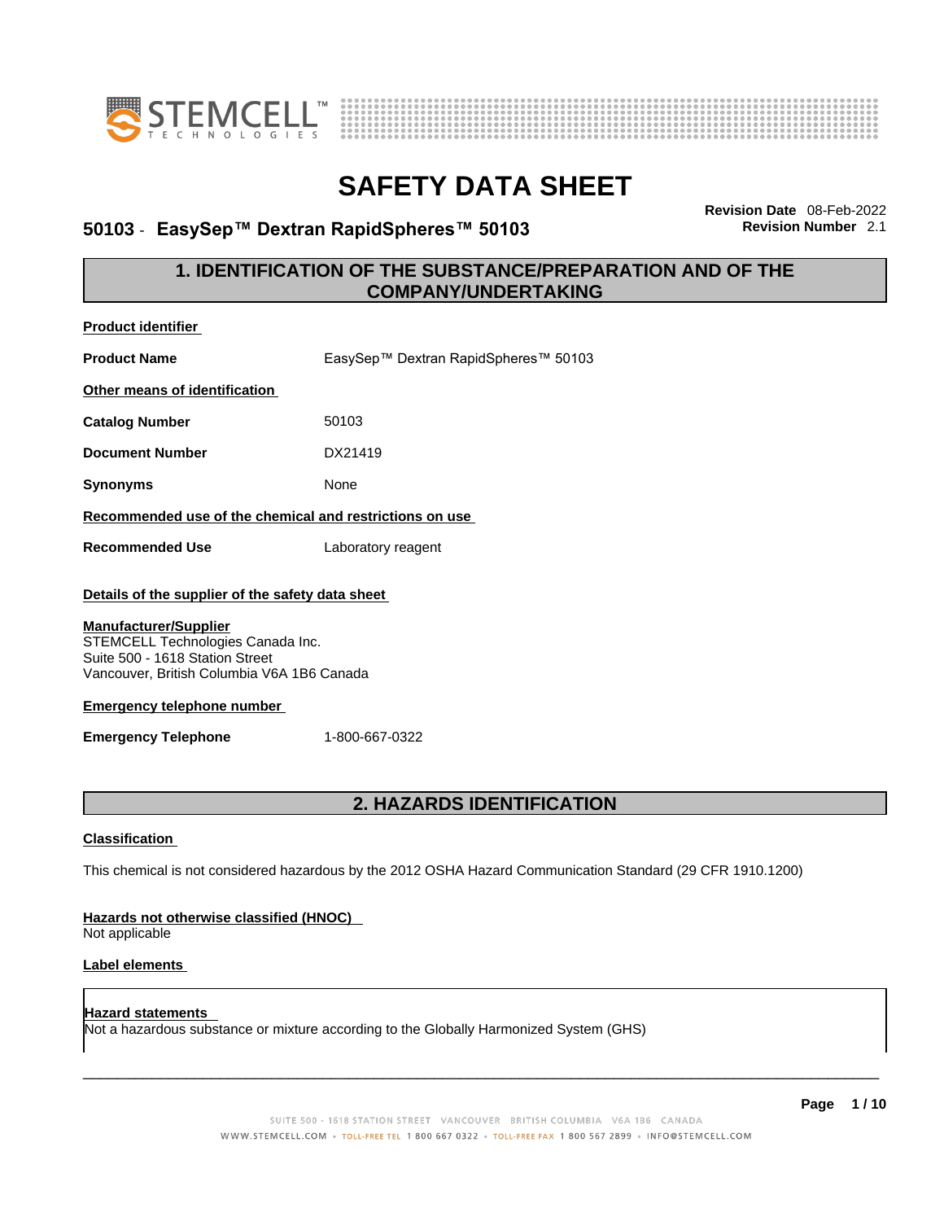# SAFETY DATA SHEET

## 50103 - EasySep™ Dextran RapidSpheres™ 50103

**Revision Date** 08-Feb-2022
**Revision Number** 2.1

## 1. IDENTIFICATION OF THE SUBSTANCE/PREPARATION AND OF THE COMPANY/UNDERTAKING

**Product identifier**

**Product Name** EasySep™ Dextran RapidSpheres™ 50103

**Other means of identification**

**Catalog Number** 50103

**Document Number** DX21419

**Synonyms** None

**Recommended use of the chemical and restrictions on use**

**Recommended Use** Laboratory reagent

**Details of the supplier of the safety data sheet**

**Manufacturer/Supplier**
STEMCELL Technologies Canada Inc.
Suite 500 - 1618 Station Street
Vancouver, British Columbia V6A 1B6 Canada

**Emergency telephone number**

**Emergency Telephone** 1-800-667-0322

## 2. HAZARDS IDENTIFICATION

**Classification**

This chemical is not considered hazardous by the 2012 OSHA Hazard Communication Standard (29 CFR 1910.1200)

**Hazards not otherwise classified (HNOC)**
Not applicable

**Label elements**

**Hazard statements**
Not a hazardous substance or mixture according to the Globally Harmonized System (GHS)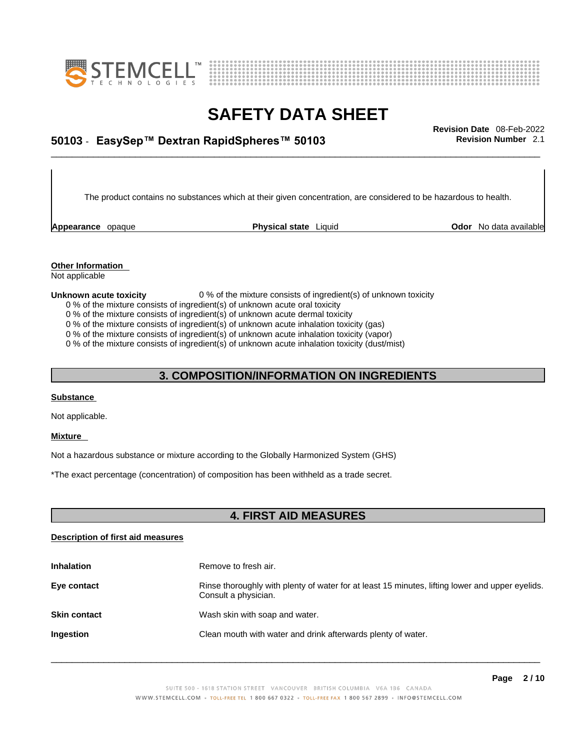The product contains no substances which at their given concentration, are considered to be hazardous to health.

**Appearance** opaque **Physical state** Liquid **Odor** No data available

**Other Information**
Not applicable

**Unknown acute toxicity** 0 % of the mixture consists of ingredient(s) of unknown toxicity

0 % of the mixture consists of ingredient(s) of unknown acute oral toxicity
0 % of the mixture consists of ingredient(s) of unknown acute dermal toxicity
0 % of the mixture consists of ingredient(s) of unknown acute inhalation toxicity (gas)
0 % of the mixture consists of ingredient(s) of unknown acute inhalation toxicity (vapor)
0 % of the mixture consists of ingredient(s) of unknown acute inhalation toxicity (dust/mist)

## 3. COMPOSITION/INFORMATION ON INGREDIENTS

**Substance**

Not applicable.

**Mixture**

Not a hazardous substance or mixture according to the Globally Harmonized System (GHS)

*The exact percentage (concentration) of composition has been withheld as a trade secret.

## 4. FIRST AID MEASURES

**Description of first aid measures**

**Inhalation** Remove to fresh air.

**Eye contact** Rinse thoroughly with plenty of water for at least 15 minutes, lifting lower and upper eyelids. Consult a physician.

**Skin contact** Wash skin with soap and water.

**Ingestion** Clean mouth with water and drink afterwards plenty of water.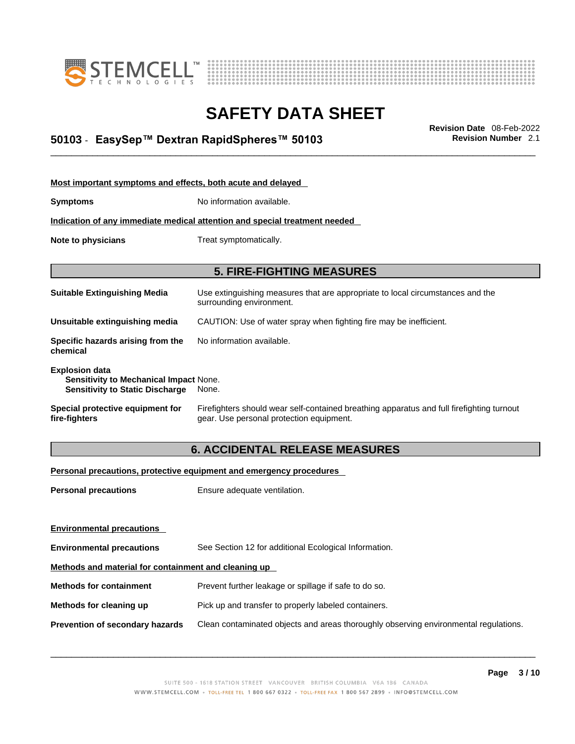**Most important symptoms and effects, both acute and delayed**

**Symptoms** No information available.

**Indication of any immediate medical attention and special treatment needed**

**Note to physicians** Treat symptomatically.

## 5. FIRE-FIGHTING MEASURES

**Suitable Extinguishing Media** Use extinguishing measures that are appropriate to local circumstances and the surrounding environment.

**Unsuitable extinguishing media** CAUTION: Use of water spray when fighting fire may be inefficient.

**Specific hazards arising from the chemical** No information available.

**Explosion data**
**Sensitivity to Mechanical Impact** None.
**Sensitivity to Static Discharge** None.

**Special protective equipment for fire-fighters** Firefighters should wear self-contained breathing apparatus and full firefighting turnout gear. Use personal protection equipment.

## 6. ACCIDENTAL RELEASE MEASURES

**Personal precautions, protective equipment and emergency procedures**

**Personal precautions** Ensure adequate ventilation.

**Environmental precautions**

**Environmental precautions** See Section 12 for additional Ecological Information.

**Methods and material for containment and cleaning up**

**Methods for containment** Prevent further leakage or spillage if safe to do so.

**Methods for cleaning up** Pick up and transfer to properly labeled containers.

**Prevention of secondary hazards** Clean contaminated objects and areas thoroughly observing environmental regulations.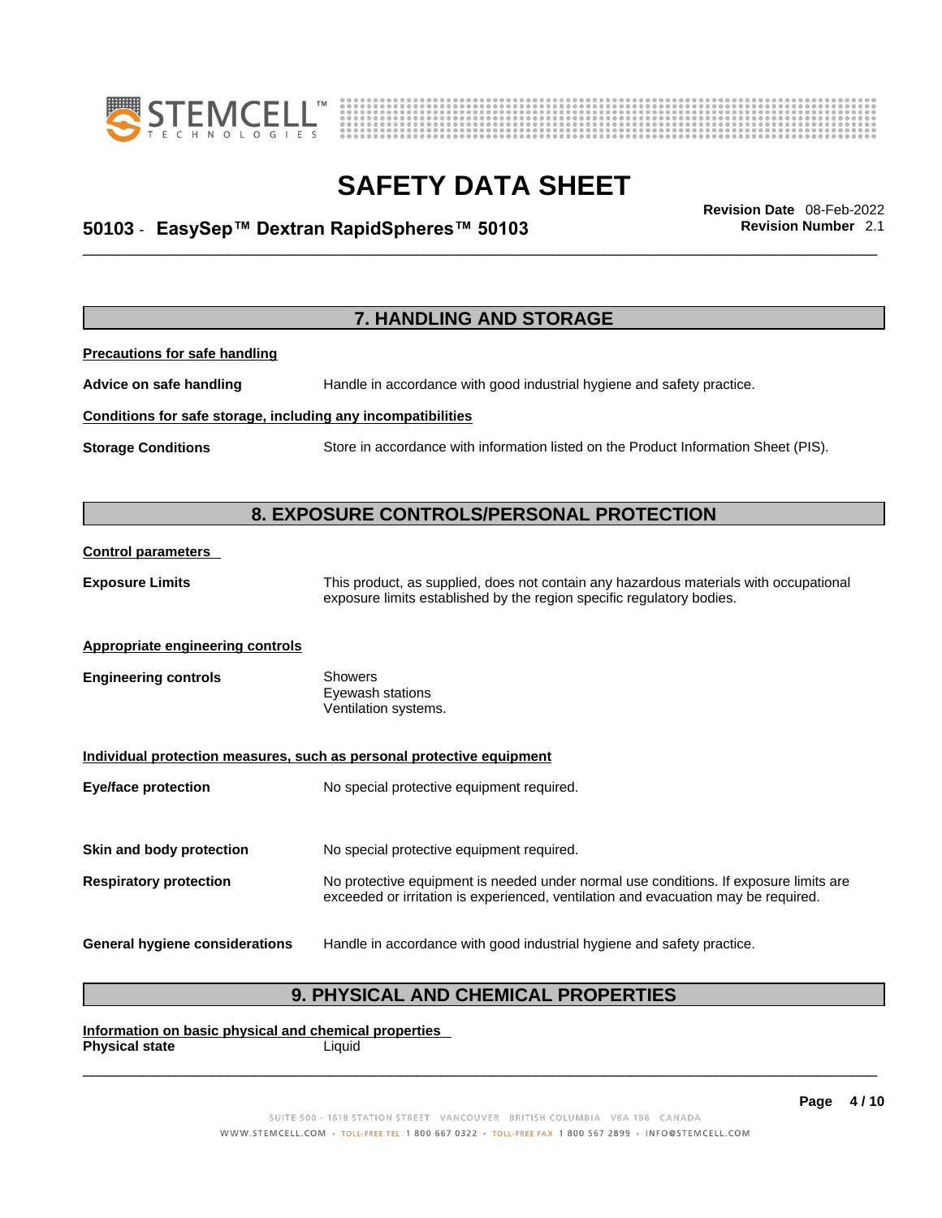## 7. HANDLING AND STORAGE

**Precautions for safe handling**

**Advice on safe handling** Handle in accordance with good industrial hygiene and safety practice.

**Conditions for safe storage, including any incompatibilities**

**Storage Conditions** Store in accordance with information listed on the Product Information Sheet (PIS).

## 8. EXPOSURE CONTROLS/PERSONAL PROTECTION

**Control parameters**

**Exposure Limits** This product, as supplied, does not contain any hazardous materials with occupational exposure limits established by the region specific regulatory bodies.

**Appropriate engineering controls**

**Engineering controls** Showers
Eyewash stations
Ventilation systems.

**Individual protection measures, such as personal protective equipment**

**Eye/face protection** No special protective equipment required.

**Skin and body protection** No special protective equipment required.

**Respiratory protection** No protective equipment is needed under normal use conditions. If exposure limits are exceeded or irritation is experienced, ventilation and evacuation may be required.

**General hygiene considerations** Handle in accordance with good industrial hygiene and safety practice.

## 9. PHYSICAL AND CHEMICAL PROPERTIES

**Information on basic physical and chemical properties**

**Physical state** Liquid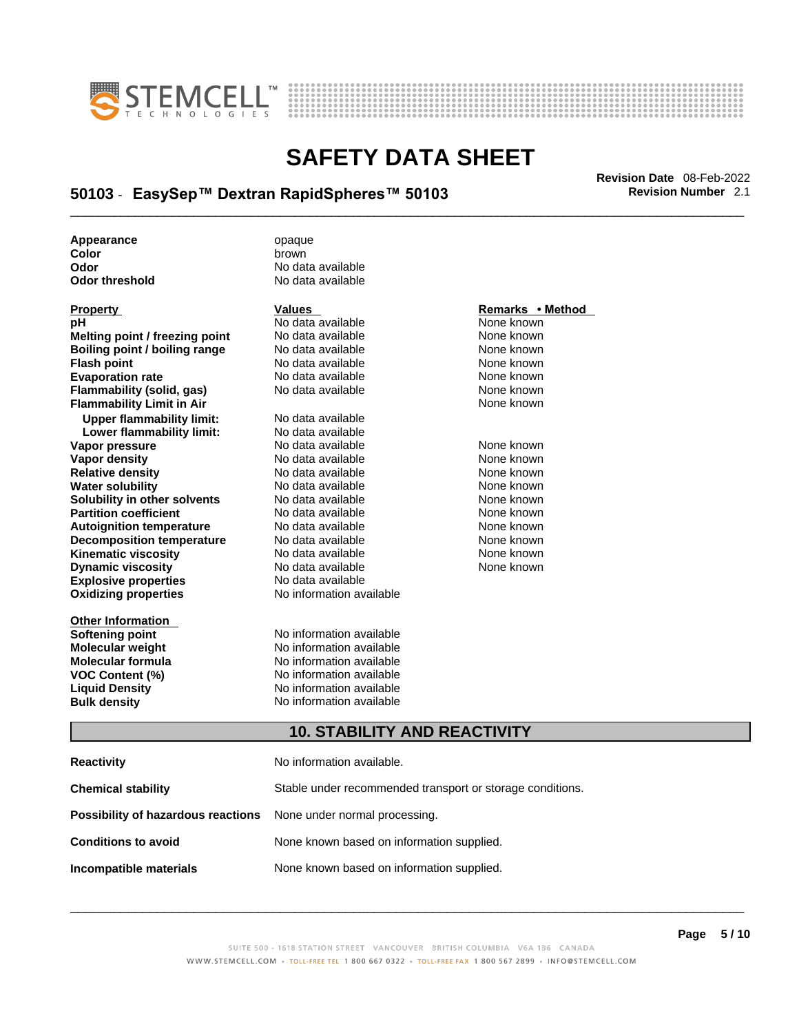| | |
|---|---|
| **Appearance** | opaque |
| **Color** | brown |
| **Odor** | No data available |
| **Odor threshold** | No data available |

| Property | Values | Remarks • Method |
|---|---|---|
| **pH** | No data available | None known |
| **Melting point / freezing point** | No data available | None known |
| **Boiling point / boiling range** | No data available | None known |
| **Flash point** | No data available | None known |
| **Evaporation rate** | No data available | None known |
| **Flammability (solid, gas)** | No data available | None known |
| **Flammability Limit in Air** | | None known |
| **Upper flammability limit:** | No data available | |
| **Lower flammability limit:** | No data available | |
| **Vapor pressure** | No data available | None known |
| **Vapor density** | No data available | None known |
| **Relative density** | No data available | None known |
| **Water solubility** | No data available | None known |
| **Solubility in other solvents** | No data available | None known |
| **Partition coefficient** | No data available | None known |
| **Autoignition temperature** | No data available | None known |
| **Decomposition temperature** | No data available | None known |
| **Kinematic viscosity** | No data available | None known |
| **Dynamic viscosity** | No data available | None known |
| **Explosive properties** | No data available | |
| **Oxidizing properties** | No information available | |

| Other Information | |
|---|---|
| **Softening point** | No information available |
| **Molecular weight** | No information available |
| **Molecular formula** | No information available |
| **VOC Content (%)** | No information available |
| **Liquid Density** | No information available |
| **Bulk density** | No information available |

## 10. STABILITY AND REACTIVITY

| | |
|---|---|
| **Reactivity** | No information available. |
| **Chemical stability** | Stable under recommended transport or storage conditions. |
| **Possibility of hazardous reactions** | None under normal processing. |
| **Conditions to avoid** | None known based on information supplied. |
| **Incompatible materials** | None known based on information supplied. |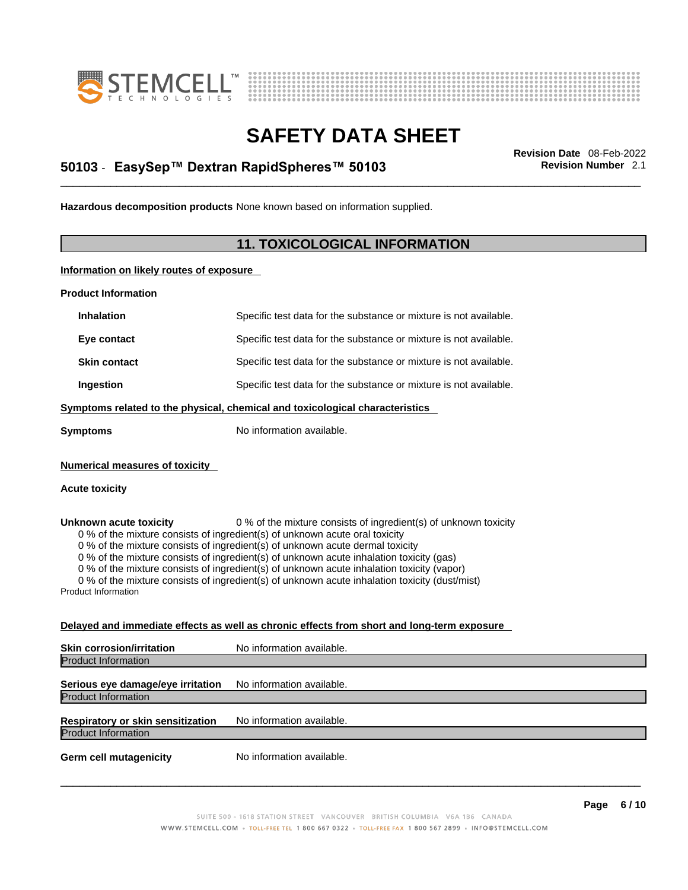**Hazardous decomposition products** None known based on information supplied.

## 11. TOXICOLOGICAL INFORMATION

**Information on likely routes of exposure**

**Product Information**

| | |
|---|---|
| **Inhalation** | Specific test data for the substance or mixture is not available. |
| **Eye contact** | Specific test data for the substance or mixture is not available. |
| **Skin contact** | Specific test data for the substance or mixture is not available. |
| **Ingestion** | Specific test data for the substance or mixture is not available. |

**Symptoms related to the physical, chemical and toxicological characteristics**

**Symptoms** No information available.

**Numerical measures of toxicity**

**Acute toxicity**

**Unknown acute toxicity** 0 % of the mixture consists of ingredient(s) of unknown toxicity

0 % of the mixture consists of ingredient(s) of unknown acute oral toxicity
0 % of the mixture consists of ingredient(s) of unknown acute dermal toxicity
0 % of the mixture consists of ingredient(s) of unknown acute inhalation toxicity (gas)
0 % of the mixture consists of ingredient(s) of unknown acute inhalation toxicity (vapor)
0 % of the mixture consists of ingredient(s) of unknown acute inhalation toxicity (dust/mist)

Product Information

**Delayed and immediate effects as well as chronic effects from short and long-term exposure**

**Skin corrosion/irritation** No information available.

Product Information

**Serious eye damage/eye irritation** No information available.

Product Information

**Respiratory or skin sensitization** No information available.

Product Information

**Germ cell mutagenicity** No information available.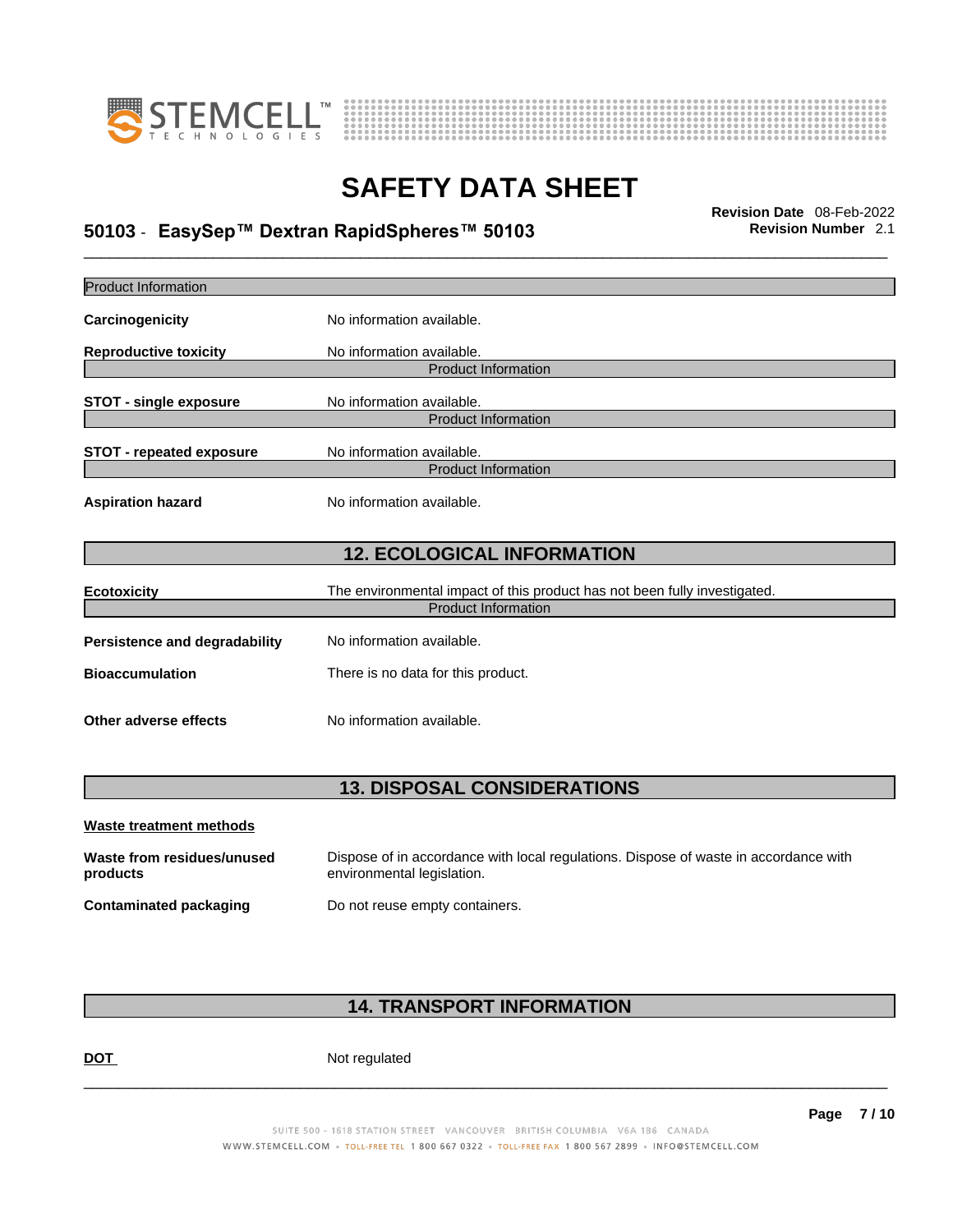Product Information

**Carcinogenicity** No information available.

**Reproductive toxicity** No information available.

Product Information

**STOT - single exposure** No information available.

Product Information

**STOT - repeated exposure** No information available.

Product Information

**Aspiration hazard** No information available.

## 12. ECOLOGICAL INFORMATION

**Ecotoxicity** The environmental impact of this product has not been fully investigated.

Product Information

**Persistence and degradability** No information available.

**Bioaccumulation** There is no data for this product.

**Other adverse effects** No information available.

## 13. DISPOSAL CONSIDERATIONS

**Waste treatment methods**

**Waste from residues/unused products** Dispose of in accordance with local regulations. Dispose of waste in accordance with environmental legislation.

**Contaminated packaging** Do not reuse empty containers.

## 14. TRANSPORT INFORMATION

**DOT** Not regulated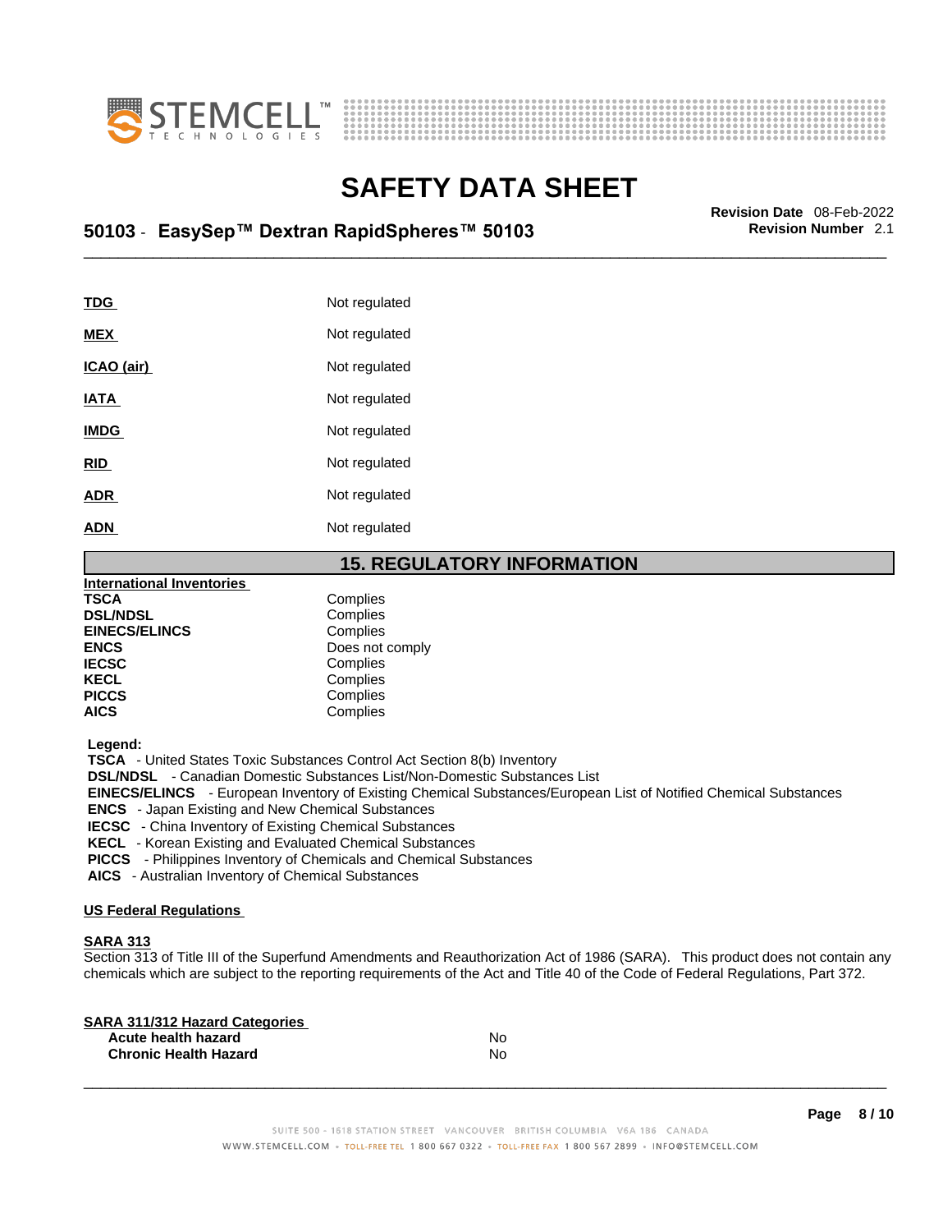| | |
|---|---|
| **TDG** | Not regulated |
| **MEX** | Not regulated |
| **ICAO (air)** | Not regulated |
| **IATA** | Not regulated |
| **IMDG** | Not regulated |
| **RID** | Not regulated |
| **ADR** | Not regulated |
| **ADN** | Not regulated |

## 15. REGULATORY INFORMATION

**International Inventories**

| | |
|---|---|
| **TSCA** | Complies |
| **DSL/NDSL** | Complies |
| **EINECS/ELINCS** | Complies |
| **ENCS** | Does not comply |
| **IECSC** | Complies |
| **KECL** | Complies |
| **PICCS** | Complies |
| **AICS** | Complies |

**Legend:**

**TSCA** - United States Toxic Substances Control Act Section 8(b) Inventory
**DSL/NDSL** - Canadian Domestic Substances List/Non-Domestic Substances List
**EINECS/ELINCS** - European Inventory of Existing Chemical Substances/European List of Notified Chemical Substances
**ENCS** - Japan Existing and New Chemical Substances
**IECSC** - China Inventory of Existing Chemical Substances
**KECL** - Korean Existing and Evaluated Chemical Substances
**PICCS** - Philippines Inventory of Chemicals and Chemical Substances
**AICS** - Australian Inventory of Chemical Substances

**US Federal Regulations**

**SARA 313**

Section 313 of Title III of the Superfund Amendments and Reauthorization Act of 1986 (SARA). This product does not contain any chemicals which are subject to the reporting requirements of the Act and Title 40 of the Code of Federal Regulations, Part 372.

**SARA 311/312 Hazard Categories**

| | |
|---|---|
| **Acute health hazard** | No |
| **Chronic Health Hazard** | No |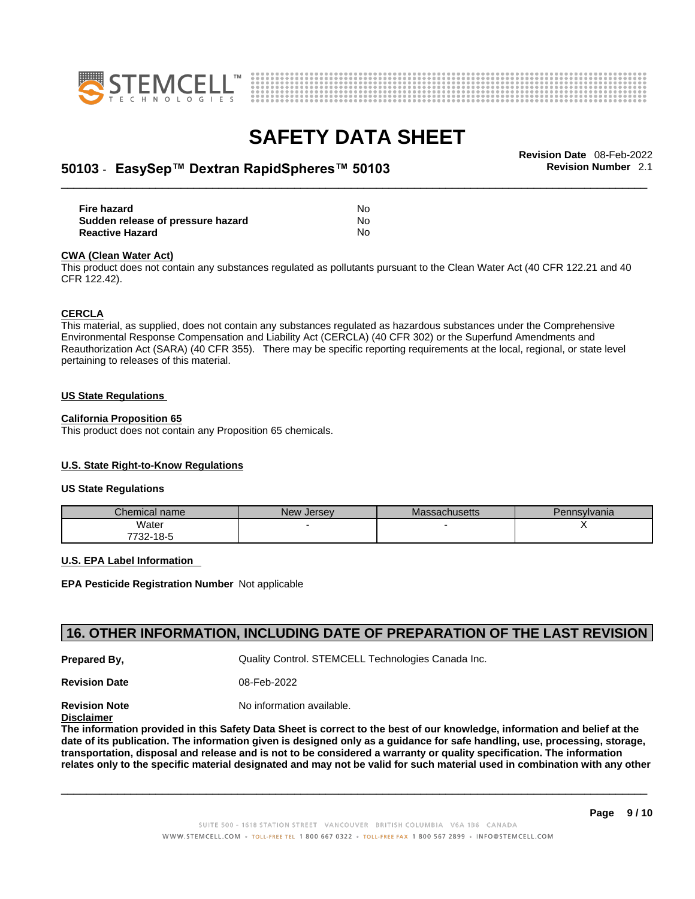| | |
|---|---|
| **Fire hazard** | No |
| **Sudden release of pressure hazard** | No |
| **Reactive Hazard** | No |

**CWA (Clean Water Act)**

This product does not contain any substances regulated as pollutants pursuant to the Clean Water Act (40 CFR 122.21 and 40 CFR 122.42).

**CERCLA**

This material, as supplied, does not contain any substances regulated as hazardous substances under the Comprehensive Environmental Response Compensation and Liability Act (CERCLA) (40 CFR 302) or the Superfund Amendments and Reauthorization Act (SARA) (40 CFR 355). There may be specific reporting requirements at the local, regional, or state level pertaining to releases of this material.

**US State Regulations**

**California Proposition 65**

This product does not contain any Proposition 65 chemicals.

**U.S. State Right-to-Know Regulations**

**US State Regulations**

| Chemical name | New Jersey | Massachusetts | Pennsylvania |
|---|---|---|---|
| Water<br>7732-18-5 | - | - | X |

**U.S. EPA Label Information**

**EPA Pesticide Registration Number** Not applicable

## 16. OTHER INFORMATION, INCLUDING DATE OF PREPARATION OF THE LAST REVISION

**Prepared By,** Quality Control. STEMCELL Technologies Canada Inc.

**Revision Date** 08-Feb-2022

**Revision Note** No information available.

**Disclaimer**

**The information provided in this Safety Data Sheet is correct to the best of our knowledge, information and belief at the date of its publication. The information given is designed only as a guidance for safe handling, use, processing, storage, transportation, disposal and release and is not to be considered a warranty or quality specification. The information relates only to the specific material designated and may not be valid for such material used in combination with any other**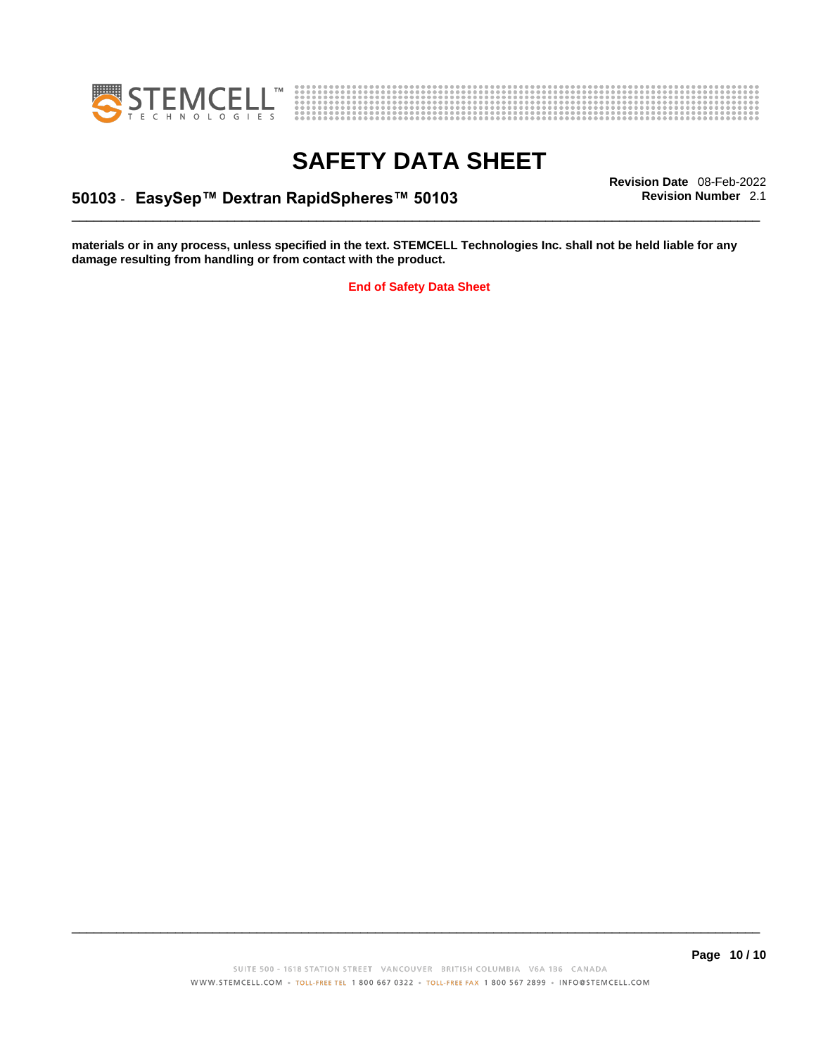**materials or in any process, unless specified in the text. STEMCELL Technologies Inc. shall not be held liable for any damage resulting from handling or from contact with the product.**

**End of Safety Data Sheet**